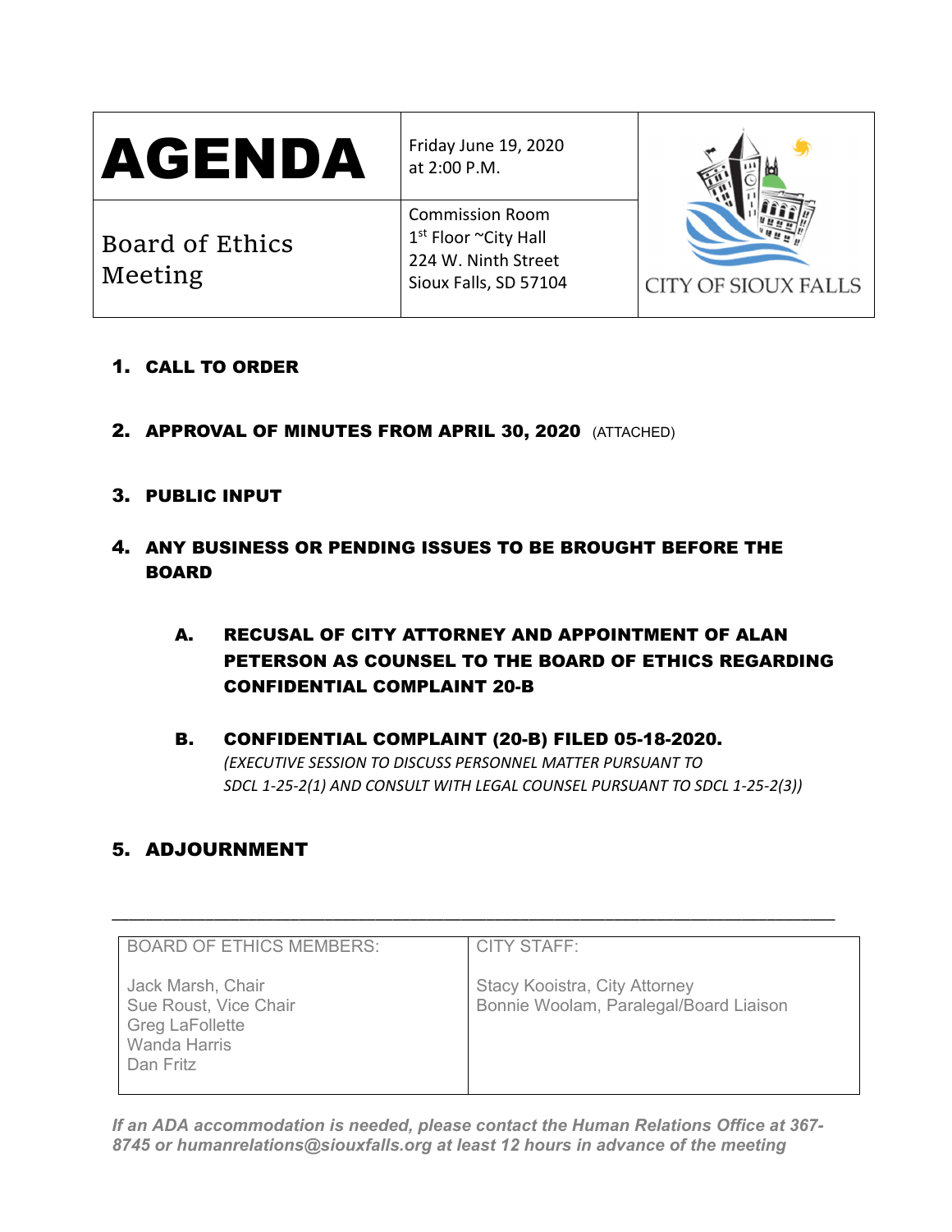| **AGENDA** | Friday June 19, 2020<br>at 2:00 P.M. | CITY OF SIOUX FALLS |
|---|---|---|
| Board of Ethics Meeting | Commission Room<br>1st Floor ~City Hall<br>224 W. Ninth Street<br>Sioux Falls, SD 57104 | |

1. **CALL TO ORDER**

2. **APPROVAL OF MINUTES FROM APRIL 30, 2020** (ATTACHED)

3. **PUBLIC INPUT**

4. **ANY BUSINESS OR PENDING ISSUES TO BE BROUGHT BEFORE THE BOARD**

   A. **RECUSAL OF CITY ATTORNEY AND APPOINTMENT OF ALAN PETERSON AS COUNSEL TO THE BOARD OF ETHICS REGARDING CONFIDENTIAL COMPLAINT 20-B**

   B. **CONFIDENTIAL COMPLAINT (20-B) FILED 05-18-2020.**
   *(EXECUTIVE SESSION TO DISCUSS PERSONNEL MATTER PURSUANT TO SDCL 1-25-2(1) AND CONSULT WITH LEGAL COUNSEL PURSUANT TO SDCL 1-25-2(3))*

5. **ADJOURNMENT**

---

| BOARD OF ETHICS MEMBERS: | CITY STAFF: |
|---|---|
| Jack Marsh, Chair<br>Sue Roust, Vice Chair<br>Greg LaFollette<br>Wanda Harris<br>Dan Fritz | Stacy Kooistra, City Attorney<br>Bonnie Woolam, Paralegal/Board Liaison |

***If an ADA accommodation is needed, please contact the Human Relations Office at 367-8745 or humanrelations@siouxfalls.org at least 12 hours in advance of the meeting***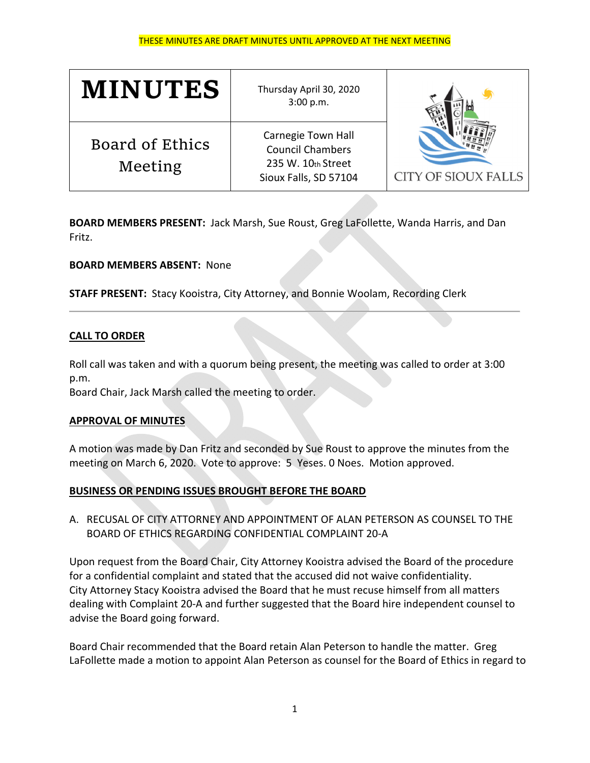THESE MINUTES ARE DRAFT MINUTES UNTIL APPROVED AT THE NEXT MEETING

| MINUTES | Thursday April 30, 2020<br>3:00 p.m. | CITY OF SIOUX FALLS |
|---|---|---|
| Board of Ethics Meeting | Carnegie Town Hall<br>Council Chambers<br>235 W. 10th Street<br>Sioux Falls, SD 57104 | |

**BOARD MEMBERS PRESENT:** Jack Marsh, Sue Roust, Greg LaFollette, Wanda Harris, and Dan Fritz.

**BOARD MEMBERS ABSENT:** None

**STAFF PRESENT:** Stacy Kooistra, City Attorney, and Bonnie Woolam, Recording Clerk

---

## CALL TO ORDER

Roll call was taken and with a quorum being present, the meeting was called to order at 3:00 p.m.
Board Chair, Jack Marsh called the meeting to order.

## APPROVAL OF MINUTES

A motion was made by Dan Fritz and seconded by Sue Roust to approve the minutes from the meeting on March 6, 2020. Vote to approve: 5 Yeses. 0 Noes. Motion approved.

## BUSINESS OR PENDING ISSUES BROUGHT BEFORE THE BOARD

A. RECUSAL OF CITY ATTORNEY AND APPOINTMENT OF ALAN PETERSON AS COUNSEL TO THE BOARD OF ETHICS REGARDING CONFIDENTIAL COMPLAINT 20-A

Upon request from the Board Chair, City Attorney Kooistra advised the Board of the procedure for a confidential complaint and stated that the accused did not waive confidentiality.
City Attorney Stacy Kooistra advised the Board that he must recuse himself from all matters dealing with Complaint 20-A and further suggested that the Board hire independent counsel to advise the Board going forward.

Board Chair recommended that the Board retain Alan Peterson to handle the matter. Greg LaFollette made a motion to appoint Alan Peterson as counsel for the Board of Ethics in regard to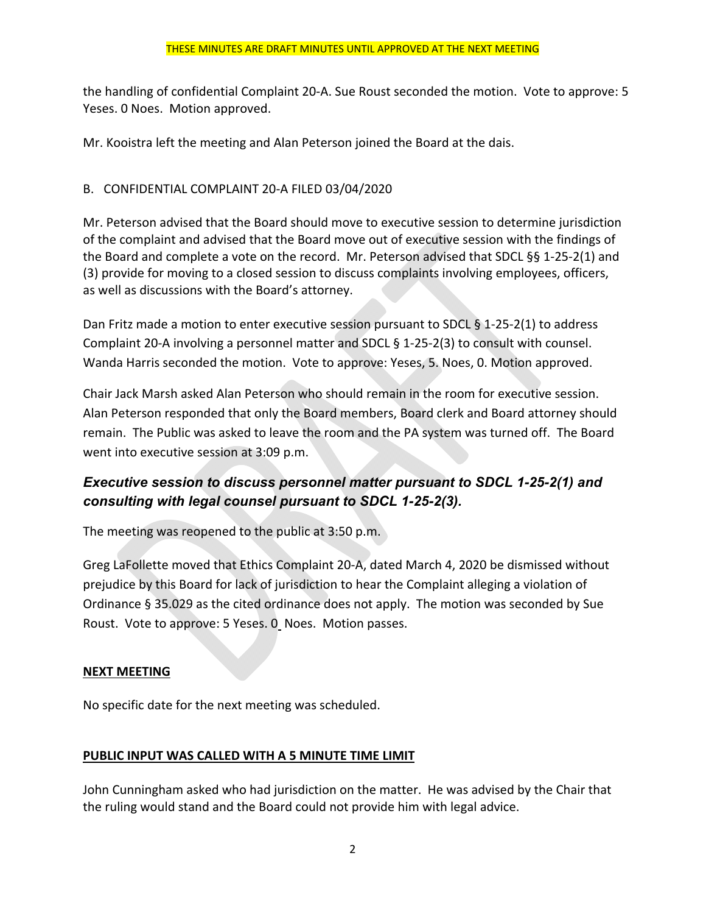THESE MINUTES ARE DRAFT MINUTES UNTIL APPROVED AT THE NEXT MEETING

the handling of confidential Complaint 20-A. Sue Roust seconded the motion. Vote to approve: 5 Yeses. 0 Noes. Motion approved.

Mr. Kooistra left the meeting and Alan Peterson joined the Board at the dais.

B. CONFIDENTIAL COMPLAINT 20-A FILED 03/04/2020

Mr. Peterson advised that the Board should move to executive session to determine jurisdiction of the complaint and advised that the Board move out of executive session with the findings of the Board and complete a vote on the record. Mr. Peterson advised that SDCL §§ 1-25-2(1) and (3) provide for moving to a closed session to discuss complaints involving employees, officers, as well as discussions with the Board's attorney.

Dan Fritz made a motion to enter executive session pursuant to SDCL § 1-25-2(1) to address Complaint 20-A involving a personnel matter and SDCL § 1-25-2(3) to consult with counsel. Wanda Harris seconded the motion. Vote to approve: Yeses, 5. Noes, 0. Motion approved.

Chair Jack Marsh asked Alan Peterson who should remain in the room for executive session. Alan Peterson responded that only the Board members, Board clerk and Board attorney should remain. The Public was asked to leave the room and the PA system was turned off. The Board went into executive session at 3:09 p.m.

***Executive session to discuss personnel matter pursuant to SDCL 1-25-2(1) and consulting with legal counsel pursuant to SDCL 1-25-2(3).***

The meeting was reopened to the public at 3:50 p.m.

Greg LaFollette moved that Ethics Complaint 20-A, dated March 4, 2020 be dismissed without prejudice by this Board for lack of jurisdiction to hear the Complaint alleging a violation of Ordinance § 35.029 as the cited ordinance does not apply. The motion was seconded by Sue Roust. Vote to approve: 5 Yeses. 0 Noes. Motion passes.

**NEXT MEETING**

No specific date for the next meeting was scheduled.

**PUBLIC INPUT WAS CALLED WITH A 5 MINUTE TIME LIMIT**

John Cunningham asked who had jurisdiction on the matter. He was advised by the Chair that the ruling would stand and the Board could not provide him with legal advice.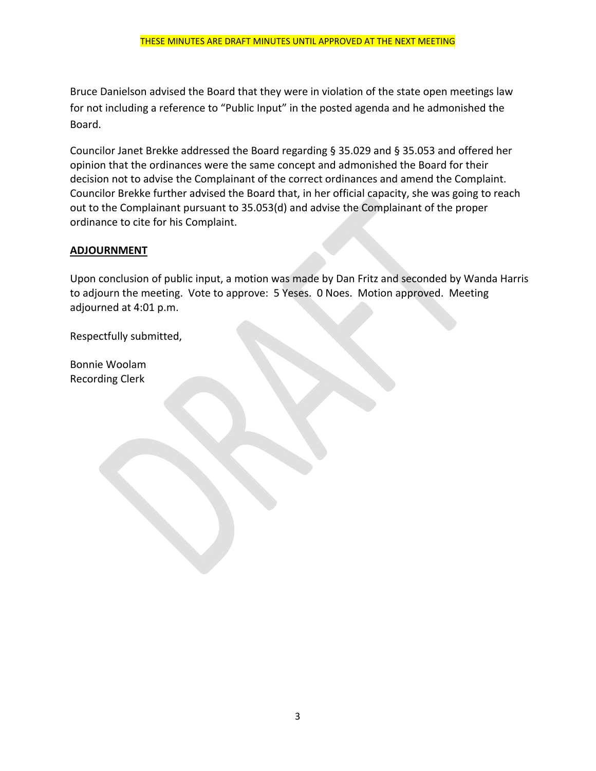THESE MINUTES ARE DRAFT MINUTES UNTIL APPROVED AT THE NEXT MEETING

Bruce Danielson advised the Board that they were in violation of the state open meetings law for not including a reference to "Public Input" in the posted agenda and he admonished the Board.

Councilor Janet Brekke addressed the Board regarding § 35.029 and § 35.053 and offered her opinion that the ordinances were the same concept and admonished the Board for their decision not to advise the Complainant of the correct ordinances and amend the Complaint. Councilor Brekke further advised the Board that, in her official capacity, she was going to reach out to the Complainant pursuant to 35.053(d) and advise the Complainant of the proper ordinance to cite for his Complaint.

**ADJOURNMENT**

Upon conclusion of public input, a motion was made by Dan Fritz and seconded by Wanda Harris to adjourn the meeting. Vote to approve: 5 Yeses. 0 Noes. Motion approved. Meeting adjourned at 4:01 p.m.

Respectfully submitted,

Bonnie Woolam
Recording Clerk